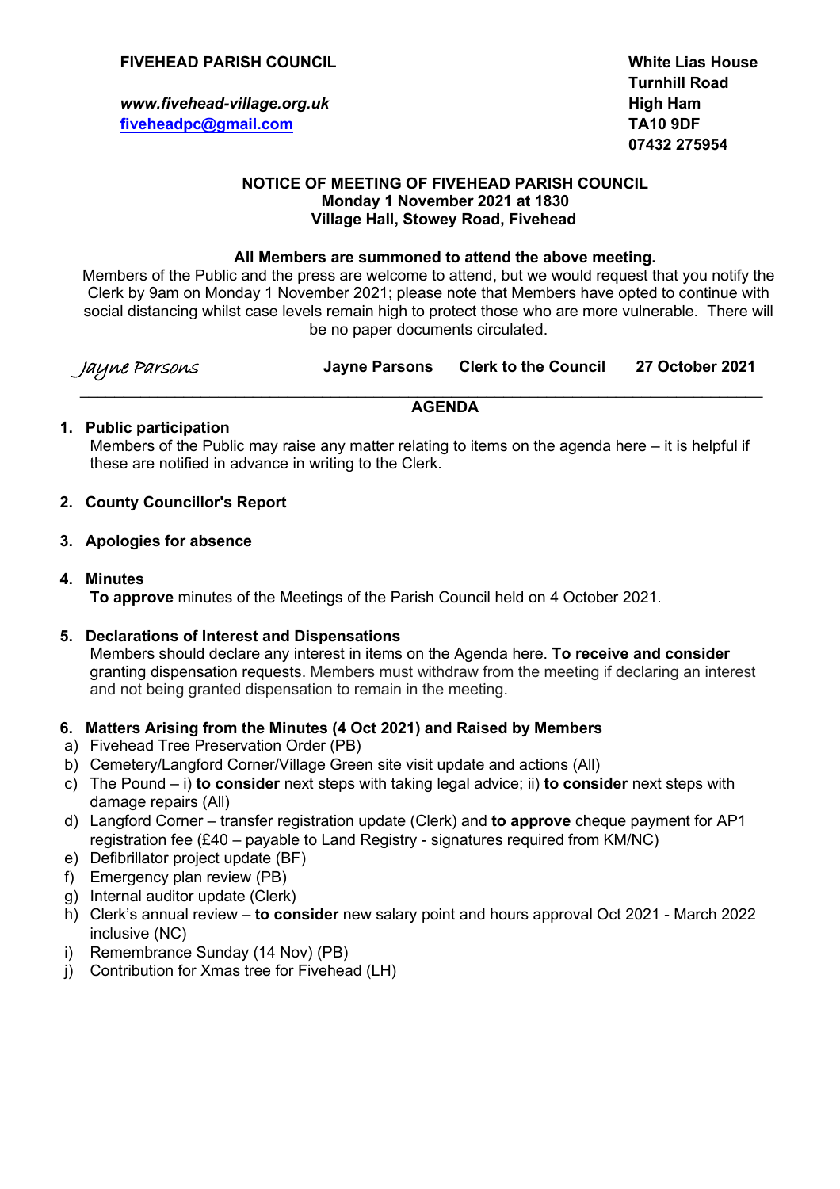**FIVEHEAD PARISH COUNCIL**

***www.fivehead-village.org.uk***
**fiveheadpc@gmail.com**

**White Lias House**
**Turnhill Road**
**High Ham**
**TA10 9DF**
**07432 275954**

**NOTICE OF MEETING OF FIVEHEAD PARISH COUNCIL**
**Monday 1 November 2021 at 1830**
**Village Hall, Stowey Road, Fivehead**

**All Members are summoned to attend the above meeting.**

Members of the Public and the press are welcome to attend, but we would request that you notify the Clerk by 9am on Monday 1 November 2021; please note that Members have opted to continue with social distancing whilst case levels remain high to protect those who are more vulnerable. There will be no paper documents circulated.

*Jayne Parsons* **Jayne Parsons** **Clerk to the Council** **27 October 2021**

---

**AGENDA**

1. **Public participation**
   Members of the Public may raise any matter relating to items on the agenda here – it is helpful if these are notified in advance in writing to the Clerk.

2. **County Councillor's Report**

3. **Apologies for absence**

4. **Minutes**
   **To approve** minutes of the Meetings of the Parish Council held on 4 October 2021.

5. **Declarations of Interest and Dispensations**
   Members should declare any interest in items on the Agenda here. **To receive and consider** granting dispensation requests. Members must withdraw from the meeting if declaring an interest and not being granted dispensation to remain in the meeting.

6. **Matters Arising from the Minutes (4 Oct 2021) and Raised by Members**
   a) Fivehead Tree Preservation Order (PB)
   b) Cemetery/Langford Corner/Village Green site visit update and actions (All)
   c) The Pound – i) **to consider** next steps with taking legal advice; ii) **to consider** next steps with damage repairs (All)
   d) Langford Corner – transfer registration update (Clerk) and **to approve** cheque payment for AP1 registration fee (£40 – payable to Land Registry - signatures required from KM/NC)
   e) Defibrillator project update (BF)
   f) Emergency plan review (PB)
   g) Internal auditor update (Clerk)
   h) Clerk's annual review – **to consider** new salary point and hours approval Oct 2021 - March 2022 inclusive (NC)
   i) Remembrance Sunday (14 Nov) (PB)
   j) Contribution for Xmas tree for Fivehead (LH)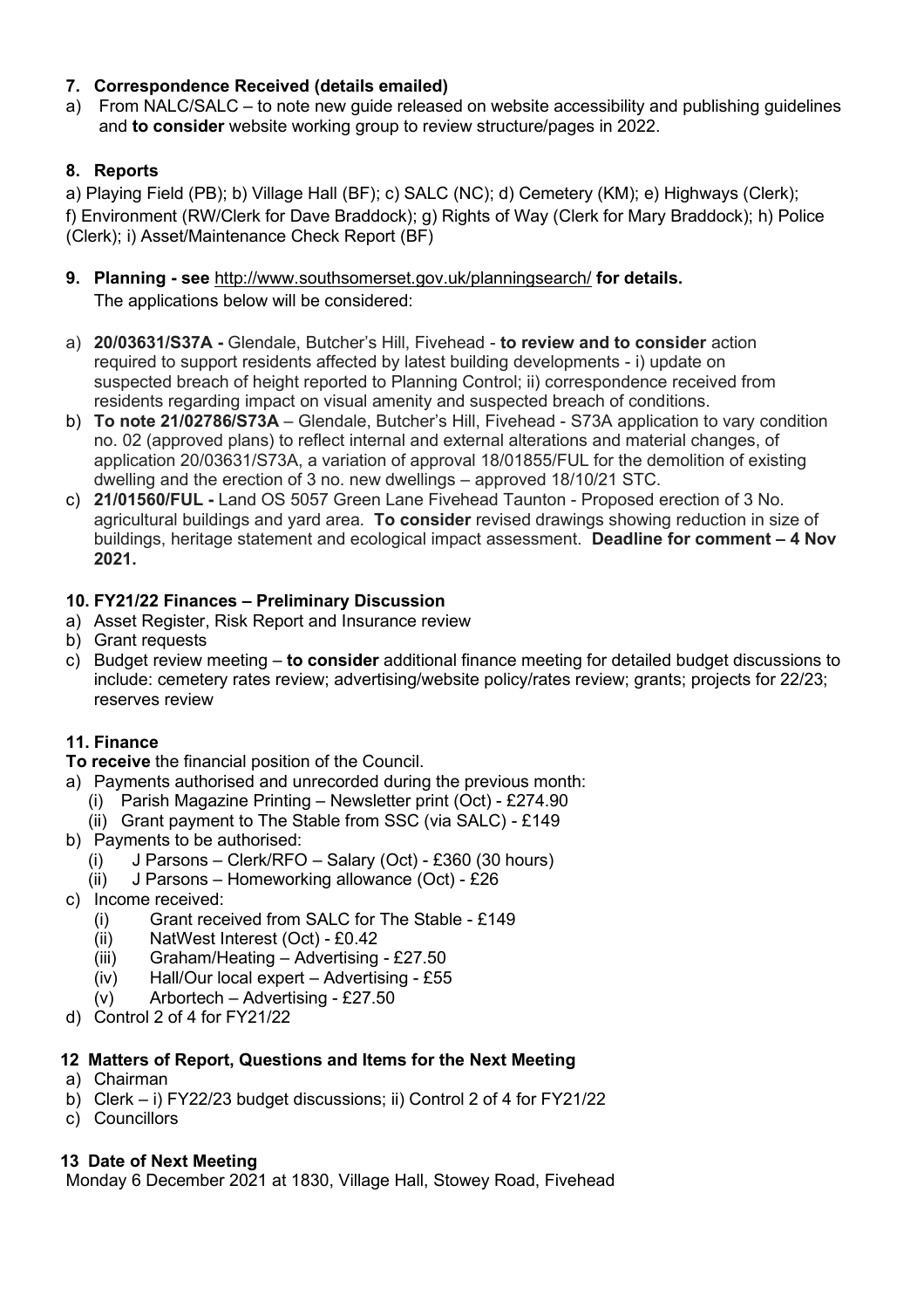## 7. Correspondence Received (details emailed)

a) From NALC/SALC – to note new guide released on website accessibility and publishing guidelines and **to consider** website working group to review structure/pages in 2022.

## 8. Reports

a) Playing Field (PB); b) Village Hall (BF); c) SALC (NC); d) Cemetery (KM); e) Highways (Clerk); f) Environment (RW/Clerk for Dave Braddock); g) Rights of Way (Clerk for Mary Braddock); h) Police (Clerk); i) Asset/Maintenance Check Report (BF)

## 9. Planning - see http://www.southsomerset.gov.uk/planningsearch/ for details.

The applications below will be considered:

a) **20/03631/S37A -** Glendale, Butcher's Hill, Fivehead - **to review and to consider** action required to support residents affected by latest building developments - i) update on suspected breach of height reported to Planning Control; ii) correspondence received from residents regarding impact on visual amenity and suspected breach of conditions.

b) **To note 21/02786/S73A** – Glendale, Butcher's Hill, Fivehead - S73A application to vary condition no. 02 (approved plans) to reflect internal and external alterations and material changes, of application 20/03631/S73A, a variation of approval 18/01855/FUL for the demolition of existing dwelling and the erection of 3 no. new dwellings – approved 18/10/21 STC.

c) **21/01560/FUL -** Land OS 5057 Green Lane Fivehead Taunton - Proposed erection of 3 No. agricultural buildings and yard area. **To consider** revised drawings showing reduction in size of buildings, heritage statement and ecological impact assessment. **Deadline for comment – 4 Nov 2021.**

## 10. FY21/22 Finances – Preliminary Discussion

a) Asset Register, Risk Report and Insurance review
b) Grant requests
c) Budget review meeting – **to consider** additional finance meeting for detailed budget discussions to include: cemetery rates review; advertising/website policy/rates review; grants; projects for 22/23; reserves review

## 11. Finance

**To receive** the financial position of the Council.

a) Payments authorised and unrecorded during the previous month:
   (i) Parish Magazine Printing – Newsletter print (Oct) - £274.90
   (ii) Grant payment to The Stable from SSC (via SALC) - £149
b) Payments to be authorised:
   (i) J Parsons – Clerk/RFO – Salary (Oct) - £360 (30 hours)
   (ii) J Parsons – Homeworking allowance (Oct) - £26
c) Income received:
   (i) Grant received from SALC for The Stable - £149
   (ii) NatWest Interest (Oct) - £0.42
   (iii) Graham/Heating – Advertising - £27.50
   (iv) Hall/Our local expert – Advertising - £55
   (v) Arbortech – Advertising - £27.50
d) Control 2 of 4 for FY21/22

## 12 Matters of Report, Questions and Items for the Next Meeting

a) Chairman
b) Clerk – i) FY22/23 budget discussions; ii) Control 2 of 4 for FY21/22
c) Councillors

## 13 Date of Next Meeting

Monday 6 December 2021 at 1830, Village Hall, Stowey Road, Fivehead